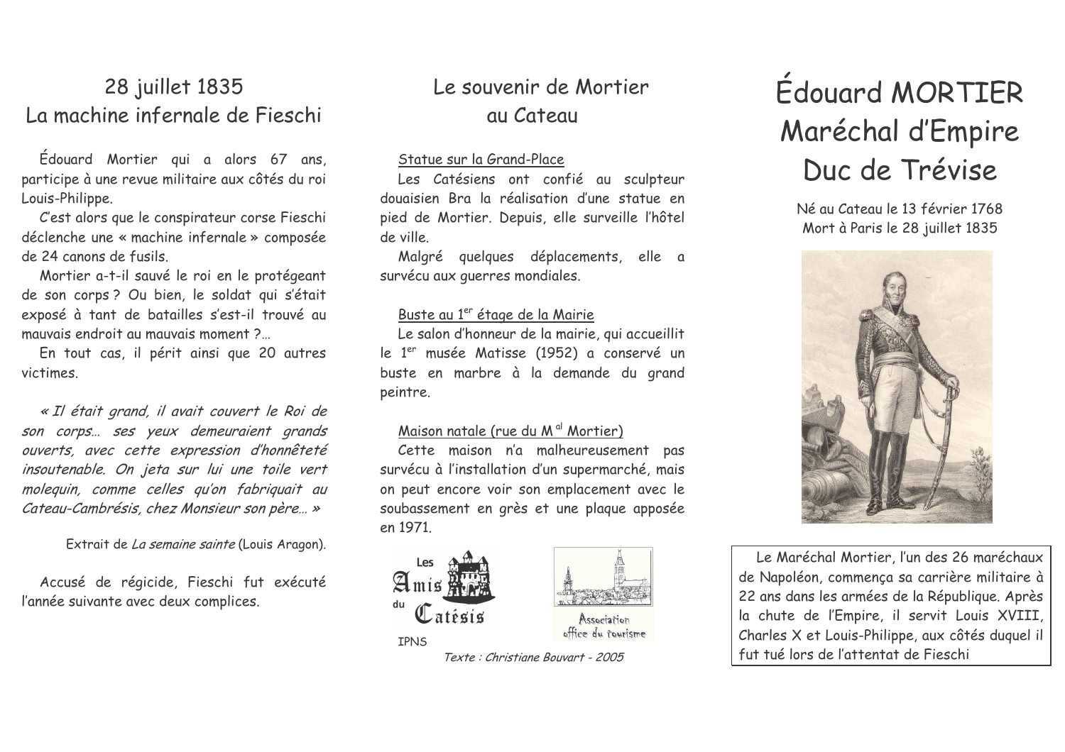## 28 juillet 1835
## La machine infernale de Fieschi

Édouard Mortier qui a alors 67 ans, participe à une revue militaire aux côtés du roi Louis-Philippe.

C'est alors que le conspirateur corse Fieschi déclenche une « machine infernale » composée de 24 canons de fusils.

Mortier a-t-il sauvé le roi en le protégeant de son corps ? Ou bien, le soldat qui s'était exposé à tant de batailles s'est-il trouvé au mauvais endroit au mauvais moment ?…

En tout cas, il périt ainsi que 20 autres victimes.

*« Il était grand, il avait couvert le Roi de son corps… ses yeux demeuraient grands ouverts, avec cette expression d'honnêteté insoutenable. On jeta sur lui une toile vert molequin, comme celles qu'on fabriquait au Cateau-Cambrésis, chez Monsieur son père… »*

Extrait de *La semaine sainte* (Louis Aragon).

Accusé de régicide, Fieschi fut exécuté l'année suivante avec deux complices.

## Le souvenir de Mortier au Cateau

Statue sur la Grand-Place

Les Catésiens ont confié au sculpteur douaisien Bra la réalisation d'une statue en pied de Mortier. Depuis, elle surveille l'hôtel de ville.

Malgré quelques déplacements, elle a survécu aux guerres mondiales.

Buste au 1er étage de la Mairie

Le salon d'honneur de la mairie, qui accueillit le 1er musée Matisse (1952) a conservé un buste en marbre à la demande du grand peintre.

Maison natale (rue du Mal Mortier)

Cette maison n'a malheureusement pas survécu à l'installation d'un supermarché, mais on peut encore voir son emplacement avec le soubassement en grès et une plaque apposée en 1971.

Les Amis du Catésis

IPNS

Association office du tourisme

*Texte : Christiane Bouvart - 2005*

# Édouard MORTIER Maréchal d'Empire Duc de Trévise

Né au Cateau le 13 février 1768
Mort à Paris le 28 juillet 1835

Le Maréchal Mortier, l'un des 26 maréchaux de Napoléon, commença sa carrière militaire à 22 ans dans les armées de la République. Après la chute de l'Empire, il servit Louis XVIII, Charles X et Louis-Philippe, aux côtés duquel il fut tué lors de l'attentat de Fieschi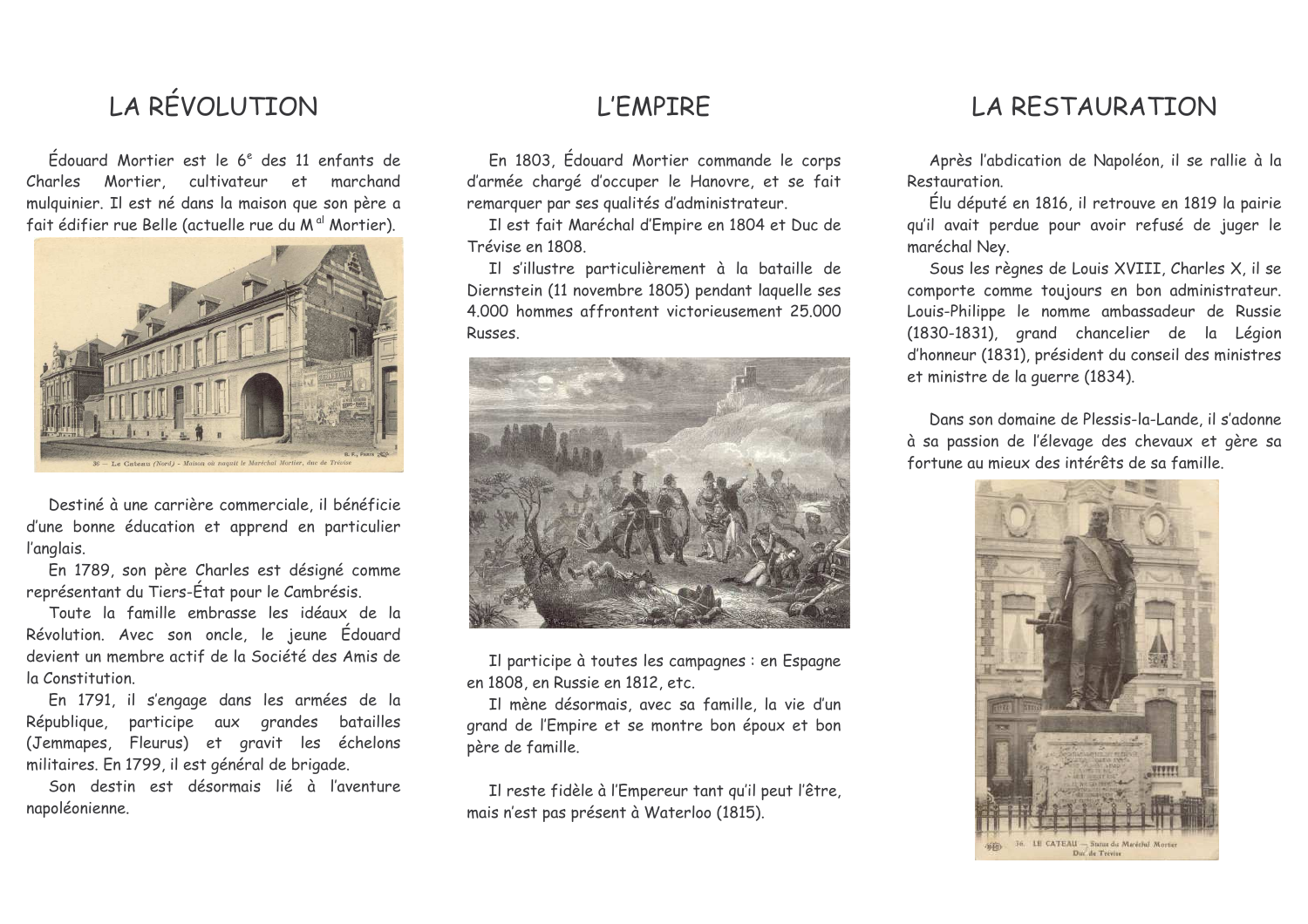## LA RÉVOLUTION

Édouard Mortier est le 6[e] des 11 enfants de Charles Mortier, cultivateur et marchand mulquinier. Il est né dans la maison que son père a fait édifier rue Belle (actuelle rue du M[al] Mortier).

36 — Le Cateau (Nord) - Maison où naquit le Maréchal Mortier, duc de Trévise

Destiné à une carrière commerciale, il bénéficie d'une bonne éducation et apprend en particulier l'anglais.

En 1789, son père Charles est désigné comme représentant du Tiers-État pour le Cambrésis.

Toute la famille embrasse les idéaux de la Révolution. Avec son oncle, le jeune Édouard devient un membre actif de la Société des Amis de la Constitution.

En 1791, il s'engage dans les armées de la République, participe aux grandes batailles (Jemmapes, Fleurus) et gravit les échelons militaires. En 1799, il est général de brigade.

Son destin est désormais lié à l'aventure napoléonienne.

## L'EMPIRE

En 1803, Édouard Mortier commande le corps d'armée chargé d'occuper le Hanovre, et se fait remarquer par ses qualités d'administrateur.

Il est fait Maréchal d'Empire en 1804 et Duc de Trévise en 1808.

Il s'illustre particulièrement à la bataille de Diernstein (11 novembre 1805) pendant laquelle ses 4.000 hommes affrontent victorieusement 25.000 Russes.

Il participe à toutes les campagnes : en Espagne en 1808, en Russie en 1812, etc.

Il mène désormais, avec sa famille, la vie d'un grand de l'Empire et se montre bon époux et bon père de famille.

Il reste fidèle à l'Empereur tant qu'il peut l'être, mais n'est pas présent à Waterloo (1815).

## LA RESTAURATION

Après l'abdication de Napoléon, il se rallie à la Restauration.

Élu député en 1816, il retrouve en 1819 la pairie qu'il avait perdue pour avoir refusé de juger le maréchal Ney.

Sous les règnes de Louis XVIII, Charles X, il se comporte comme toujours en bon administrateur. Louis-Philippe le nomme ambassadeur de Russie (1830-1831), grand chancelier de la Légion d'honneur (1831), président du conseil des ministres et ministre de la guerre (1834).

Dans son domaine de Plessis-la-Lande, il s'adonne à sa passion de l'élevage des chevaux et gère sa fortune au mieux des intérêts de sa famille.

36. LE CATEAU — Statue du Maréchal Mortier Duc de Trévise